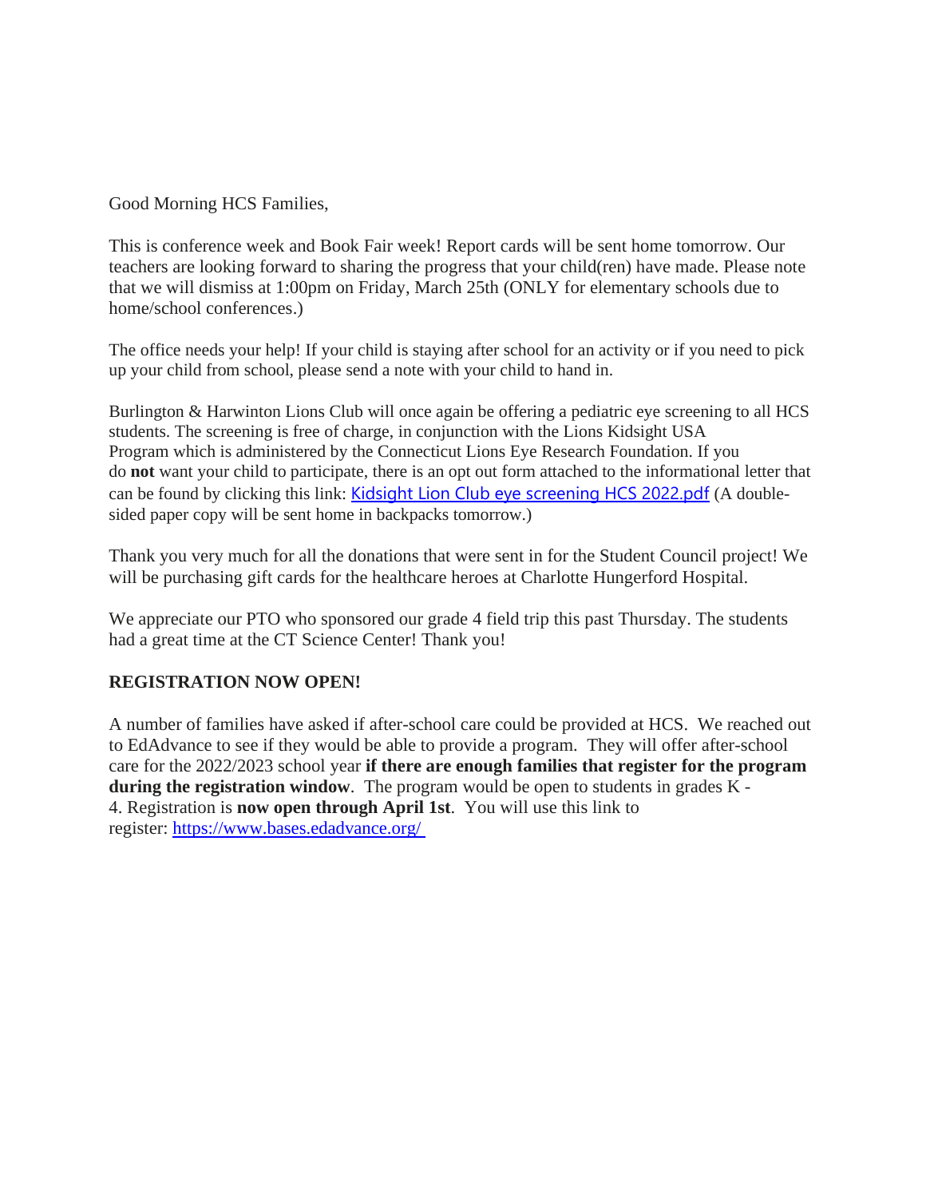Good Morning HCS Families,

This is conference week and Book Fair week! Report cards will be sent home tomorrow. Our teachers are looking forward to sharing the progress that your child(ren) have made. Please note that we will dismiss at 1:00pm on Friday, March 25th (ONLY for elementary schools due to home/school conferences.)

The office needs your help! If your child is staying after school for an activity or if you need to pick up your child from school, please send a note with your child to hand in.

Burlington & Harwinton Lions Club will once again be offering a pediatric eye screening to all HCS students. The screening is free of charge, in conjunction with the Lions Kidsight USA Program which is administered by the Connecticut Lions Eye Research Foundation. If you do **not** want your child to participate, there is an opt out form attached to the informational letter that can be found by clicking this link: Kidsight Lion Club eye screening HCS 2022.pdf (A double-sided paper copy will be sent home in backpacks tomorrow.)

Thank you very much for all the donations that were sent in for the Student Council project! We will be purchasing gift cards for the healthcare heroes at Charlotte Hungerford Hospital.

We appreciate our PTO who sponsored our grade 4 field trip this past Thursday. The students had a great time at the CT Science Center! Thank you!

**REGISTRATION NOW OPEN!**

A number of families have asked if after-school care could be provided at HCS. We reached out to EdAdvance to see if they would be able to provide a program. They will offer after-school care for the 2022/2023 school year **if there are enough families that register for the program during the registration window**. The program would be open to students in grades K - 4. Registration is **now open through April 1st**. You will use this link to register: https://www.bases.edadvance.org/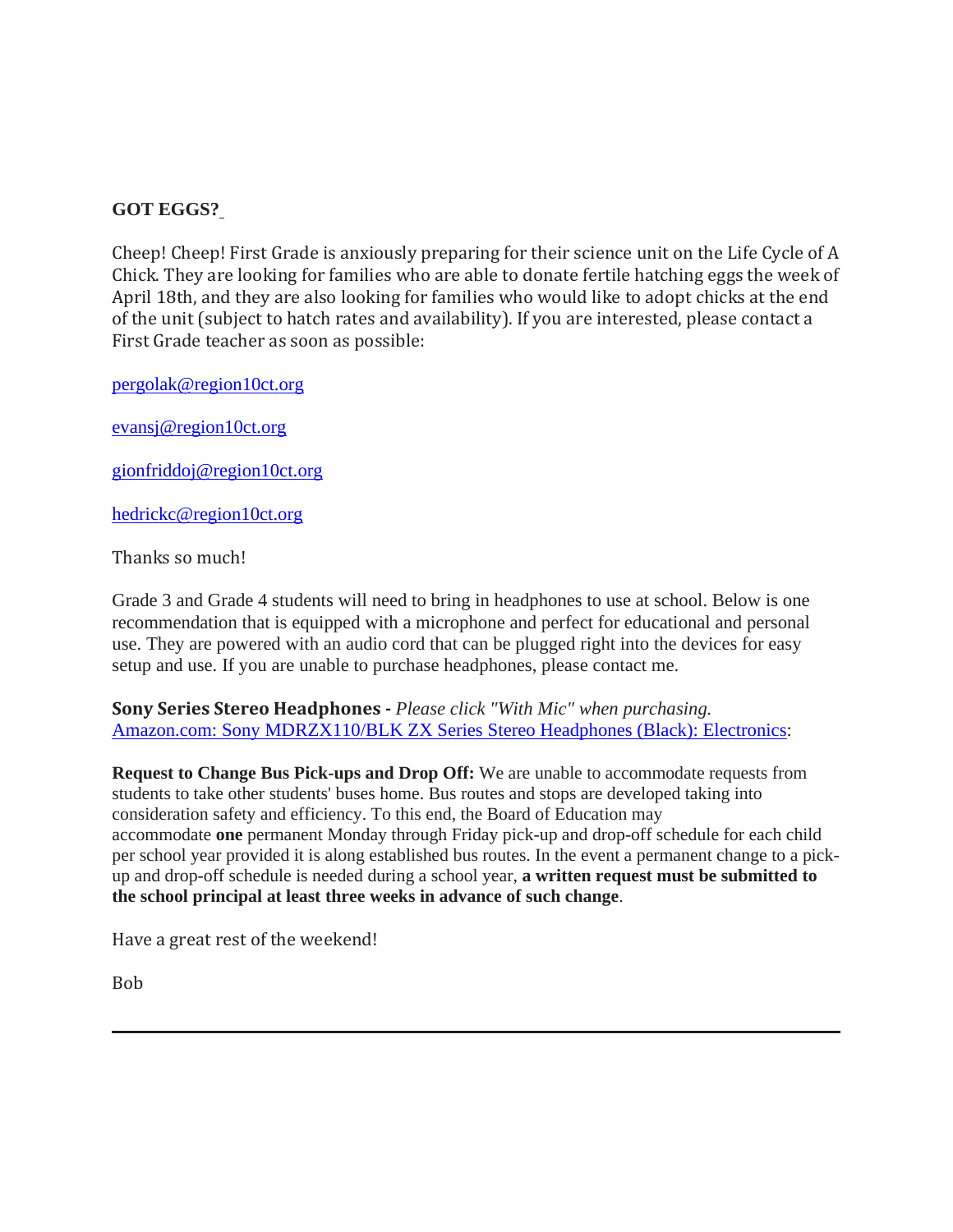**GOT EGGS?**

Cheep! Cheep! First Grade is anxiously preparing for their science unit on the Life Cycle of A Chick. They are looking for families who are able to donate fertile hatching eggs the week of April 18th, and they are also looking for families who would like to adopt chicks at the end of the unit (subject to hatch rates and availability). If you are interested, please contact a First Grade teacher as soon as possible:

pergolak@region10ct.org

evansj@region10ct.org

gionfriddoj@region10ct.org

hedrickc@region10ct.org

Thanks so much!

Grade 3 and Grade 4 students will need to bring in headphones to use at school. Below is one recommendation that is equipped with a microphone and perfect for educational and personal use. They are powered with an audio cord that can be plugged right into the devices for easy setup and use. If you are unable to purchase headphones, please contact me.

**Sony Series Stereo Headphones -** *Please click "With Mic" when purchasing.*
Amazon.com: Sony MDRZX110/BLK ZX Series Stereo Headphones (Black): Electronics:

**Request to Change Bus Pick-ups and Drop Off:** We are unable to accommodate requests from students to take other students' buses home. Bus routes and stops are developed taking into consideration safety and efficiency. To this end, the Board of Education may accommodate **one** permanent Monday through Friday pick-up and drop-off schedule for each child per school year provided it is along established bus routes. In the event a permanent change to a pick-up and drop-off schedule is needed during a school year, **a written request must be submitted to the school principal at least three weeks in advance of such change**.

Have a great rest of the weekend!

Bob

---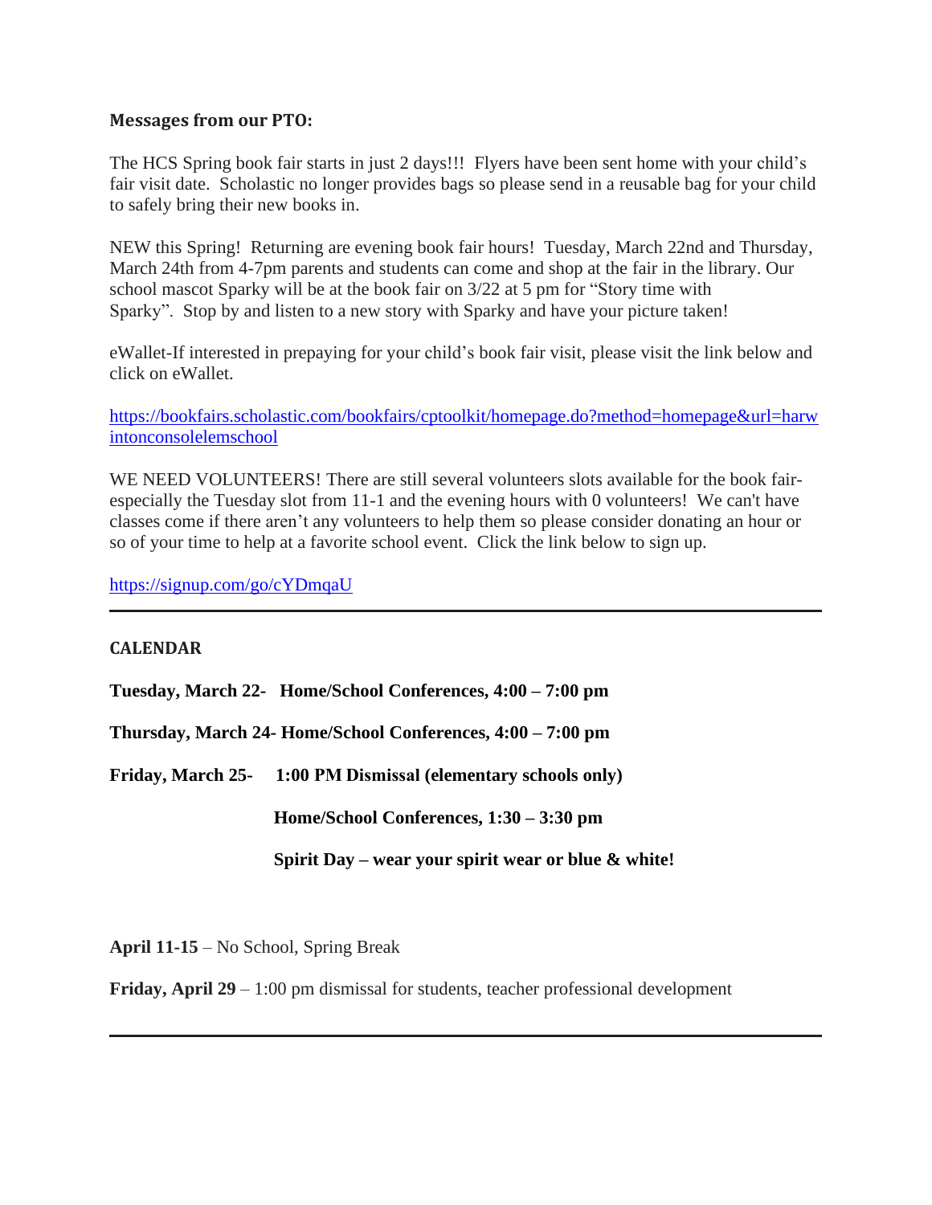**Messages from our PTO:**

The HCS Spring book fair starts in just 2 days!!! Flyers have been sent home with your child's fair visit date. Scholastic no longer provides bags so please send in a reusable bag for your child to safely bring their new books in.

NEW this Spring! Returning are evening book fair hours! Tuesday, March 22nd and Thursday, March 24th from 4-7pm parents and students can come and shop at the fair in the library. Our school mascot Sparky will be at the book fair on 3/22 at 5 pm for "Story time with Sparky". Stop by and listen to a new story with Sparky and have your picture taken!

eWallet-If interested in prepaying for your child's book fair visit, please visit the link below and click on eWallet.

https://bookfairs.scholastic.com/bookfairs/cptoolkit/homepage.do?method=homepage&url=harwintonconsolelemschool

WE NEED VOLUNTEERS! There are still several volunteers slots available for the book fair-especially the Tuesday slot from 11-1 and the evening hours with 0 volunteers! We can't have classes come if there aren't any volunteers to help them so please consider donating an hour or so of your time to help at a favorite school event. Click the link below to sign up.

https://signup.com/go/cYDmqaU

---

**CALENDAR**

**Tuesday, March 22- Home/School Conferences, 4:00 – 7:00 pm**

**Thursday, March 24- Home/School Conferences, 4:00 – 7:00 pm**

**Friday, March 25- 1:00 PM Dismissal (elementary schools only)**

**Home/School Conferences, 1:30 – 3:30 pm**

**Spirit Day – wear your spirit wear or blue & white!**

**April 11-15** – No School, Spring Break

**Friday, April 29** – 1:00 pm dismissal for students, teacher professional development

---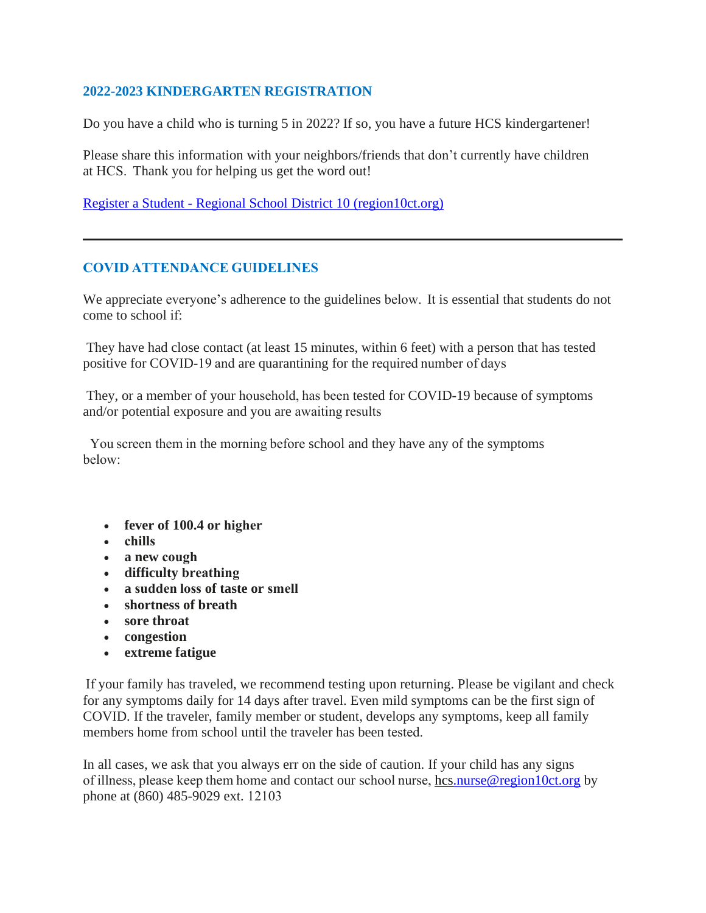## 2022-2023 KINDERGARTEN REGISTRATION

Do you have a child who is turning 5 in 2022? If so, you have a future HCS kindergartener!

Please share this information with your neighbors/friends that don't currently have children at HCS. Thank you for helping us get the word out!

[Register a Student - Regional School District 10 (region10ct.org)](region10ct.org)

---

## COVID ATTENDANCE GUIDELINES

We appreciate everyone's adherence to the guidelines below. It is essential that students do not come to school if:

They have had close contact (at least 15 minutes, within 6 feet) with a person that has tested positive for COVID-19 and are quarantining for the required number of days

They, or a member of your household, has been tested for COVID-19 because of symptoms and/or potential exposure and you are awaiting results

You screen them in the morning before school and they have any of the symptoms below:

- **fever of 100.4 or higher**
- **chills**
- **a new cough**
- **difficulty breathing**
- **a sudden loss of taste or smell**
- **shortness of breath**
- **sore throat**
- **congestion**
- **extreme fatigue**

If your family has traveled, we recommend testing upon returning. Please be vigilant and check for any symptoms daily for 14 days after travel. Even mild symptoms can be the first sign of COVID. If the traveler, family member or student, develops any symptoms, keep all family members home from school until the traveler has been tested.

In all cases, we ask that you always err on the side of caution. If your child has any signs of illness, please keep them home and contact our school nurse, hcs.nurse@region10ct.org by phone at (860) 485-9029 ext. 12103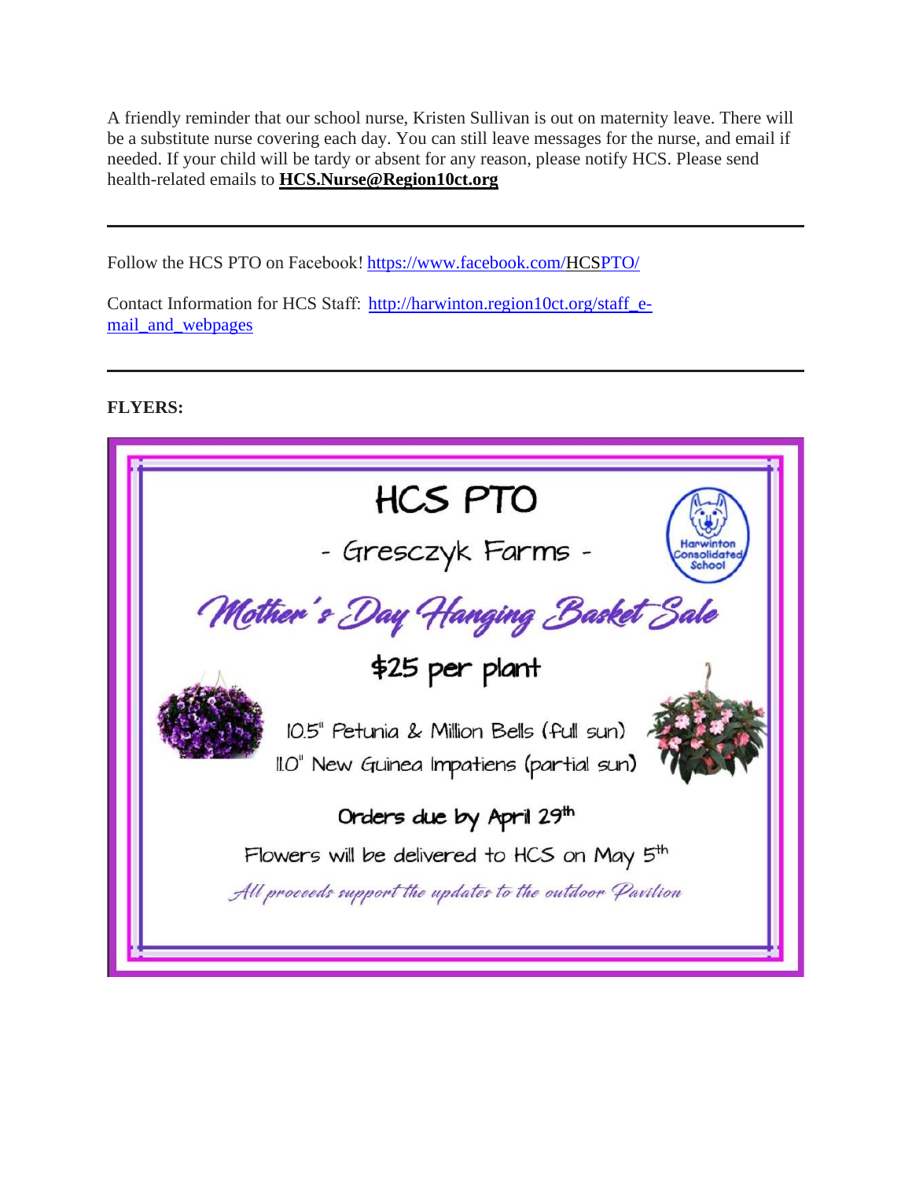A friendly reminder that our school nurse, Kristen Sullivan is out on maternity leave. There will be a substitute nurse covering each day. You can still leave messages for the nurse, and email if needed. If your child will be tardy or absent for any reason, please notify HCS. Please send health-related emails to **HCS.Nurse@Region10ct.org**

---

Follow the HCS PTO on Facebook! https://www.facebook.com/HCSPTO/

Contact Information for HCS Staff: http://harwinton.region10ct.org/staff_e-mail_and_webpages

---

**FLYERS:**

# HCS PTO

## - Gresczyk Farms -

Harwinton Consolidated School

*Mother's Day Hanging Basket Sale*

**$25 per plant**

10.5" Petunia & Million Bells (full sun)

11.0" New Guinea Impatiens (partial sun)

**Orders due by April 29th**

Flowers will be delivered to HCS on May 5th

*All proceeds support the updates to the outdoor Pavilion*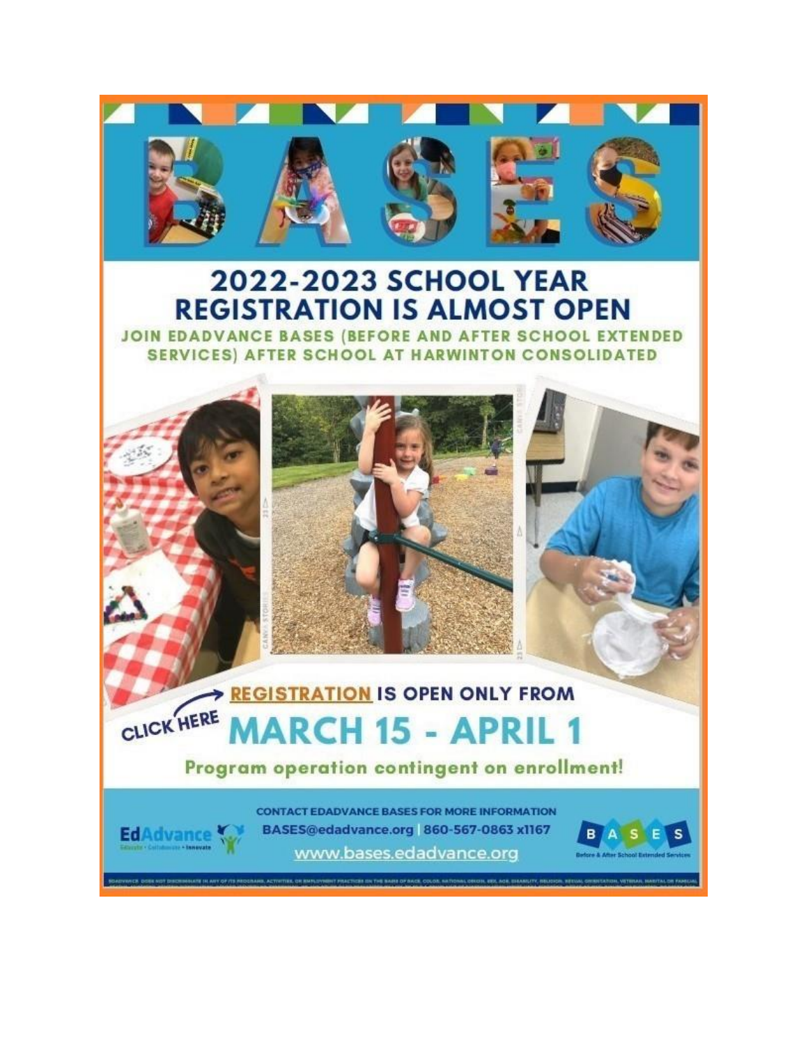# BASES

## 2022-2023 SCHOOL YEAR REGISTRATION IS ALMOST OPEN

**JOIN EDADVANCE BASES (BEFORE AND AFTER SCHOOL EXTENDED SERVICES) AFTER SCHOOL AT HARWINTON CONSOLIDATED**

CLICK HERE → **REGISTRATION IS OPEN ONLY FROM**

## MARCH 15 - APRIL 1

**Program operation contingent on enrollment!**

CONTACT EDADVANCE BASES FOR MORE INFORMATION

BASES@edadvance.org | 860-567-0863 x1167

www.bases.edadvance.org

EdAdvance — Educate • Collaborate • Innovate

BASES — Before & After School Extended Services

EDADVANCE DOES NOT DISCRIMINATE IN ANY OF ITS PROGRAMS, ACTIVITIES, OR EMPLOYMENT PRACTICES ON THE BASIS OF RACE, COLOR, NATIONAL ORIGIN, SEX, AGE, DISABILITY, RELIGION, SEXUAL ORIENTATION, VETERAN, MARITAL OR FAMILIAL